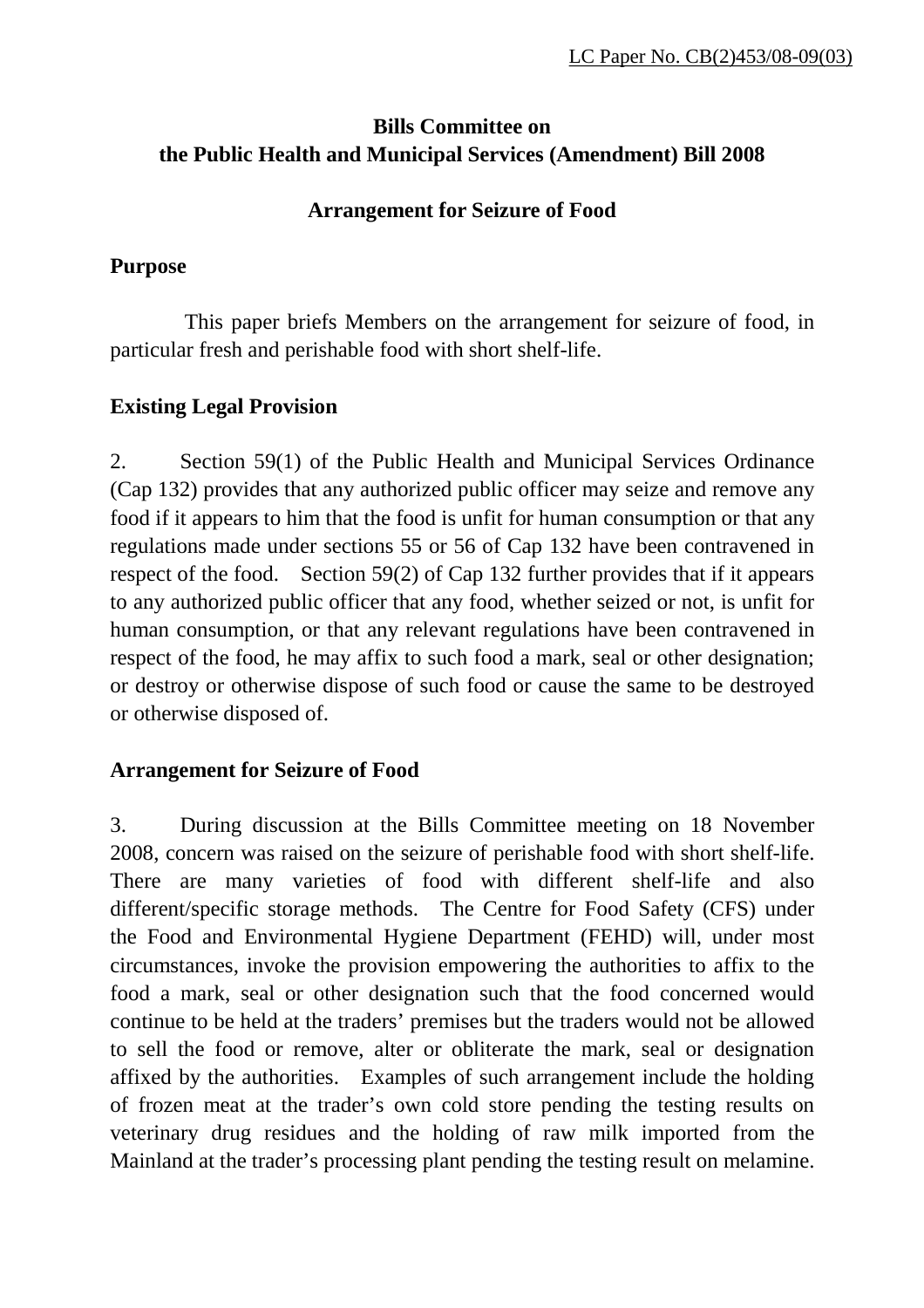LC Paper No. CB(2)453/08-09(03)

**Bills Committee on**
**the Public Health and Municipal Services (Amendment) Bill 2008**

**Arrangement for Seizure of Food**

**Purpose**

This paper briefs Members on the arrangement for seizure of food, in particular fresh and perishable food with short shelf-life.

**Existing Legal Provision**

2. Section 59(1) of the Public Health and Municipal Services Ordinance (Cap 132) provides that any authorized public officer may seize and remove any food if it appears to him that the food is unfit for human consumption or that any regulations made under sections 55 or 56 of Cap 132 have been contravened in respect of the food. Section 59(2) of Cap 132 further provides that if it appears to any authorized public officer that any food, whether seized or not, is unfit for human consumption, or that any relevant regulations have been contravened in respect of the food, he may affix to such food a mark, seal or other designation; or destroy or otherwise dispose of such food or cause the same to be destroyed or otherwise disposed of.

**Arrangement for Seizure of Food**

3. During discussion at the Bills Committee meeting on 18 November 2008, concern was raised on the seizure of perishable food with short shelf-life. There are many varieties of food with different shelf-life and also different/specific storage methods. The Centre for Food Safety (CFS) under the Food and Environmental Hygiene Department (FEHD) will, under most circumstances, invoke the provision empowering the authorities to affix to the food a mark, seal or other designation such that the food concerned would continue to be held at the traders' premises but the traders would not be allowed to sell the food or remove, alter or obliterate the mark, seal or designation affixed by the authorities. Examples of such arrangement include the holding of frozen meat at the trader's own cold store pending the testing results on veterinary drug residues and the holding of raw milk imported from the Mainland at the trader's processing plant pending the testing result on melamine.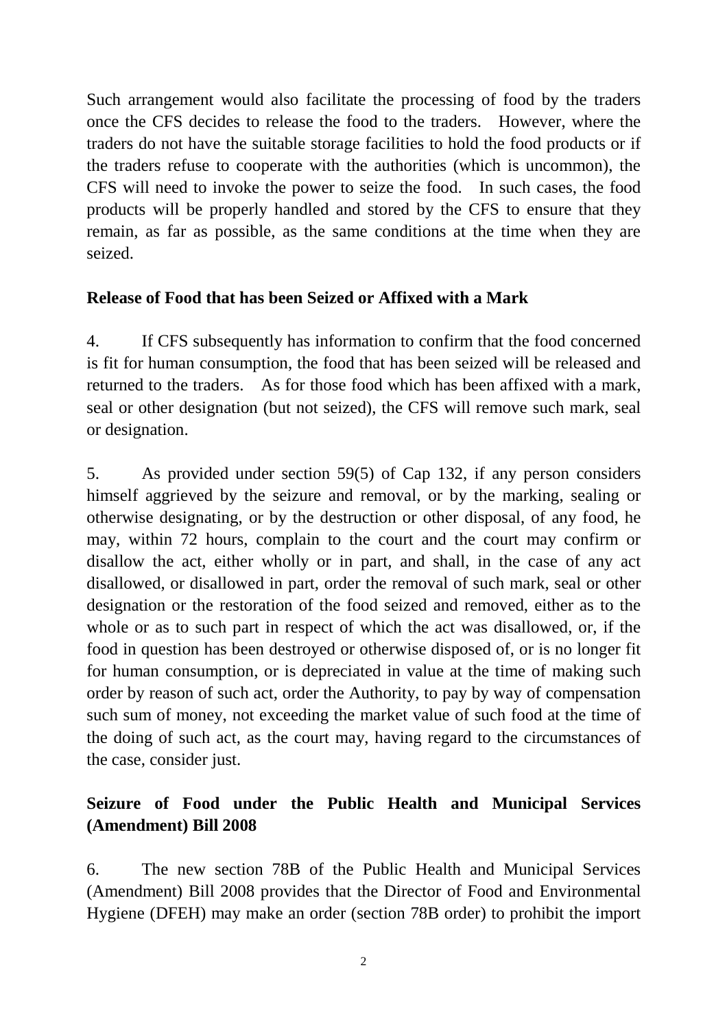Such arrangement would also facilitate the processing of food by the traders once the CFS decides to release the food to the traders. However, where the traders do not have the suitable storage facilities to hold the food products or if the traders refuse to cooperate with the authorities (which is uncommon), the CFS will need to invoke the power to seize the food. In such cases, the food products will be properly handled and stored by the CFS to ensure that they remain, as far as possible, as the same conditions at the time when they are seized.

**Release of Food that has been Seized or Affixed with a Mark**

4. If CFS subsequently has information to confirm that the food concerned is fit for human consumption, the food that has been seized will be released and returned to the traders. As for those food which has been affixed with a mark, seal or other designation (but not seized), the CFS will remove such mark, seal or designation.

5. As provided under section 59(5) of Cap 132, if any person considers himself aggrieved by the seizure and removal, or by the marking, sealing or otherwise designating, or by the destruction or other disposal, of any food, he may, within 72 hours, complain to the court and the court may confirm or disallow the act, either wholly or in part, and shall, in the case of any act disallowed, or disallowed in part, order the removal of such mark, seal or other designation or the restoration of the food seized and removed, either as to the whole or as to such part in respect of which the act was disallowed, or, if the food in question has been destroyed or otherwise disposed of, or is no longer fit for human consumption, or is depreciated in value at the time of making such order by reason of such act, order the Authority, to pay by way of compensation such sum of money, not exceeding the market value of such food at the time of the doing of such act, as the court may, having regard to the circumstances of the case, consider just.

**Seizure of Food under the Public Health and Municipal Services (Amendment) Bill 2008**

6. The new section 78B of the Public Health and Municipal Services (Amendment) Bill 2008 provides that the Director of Food and Environmental Hygiene (DFEH) may make an order (section 78B order) to prohibit the import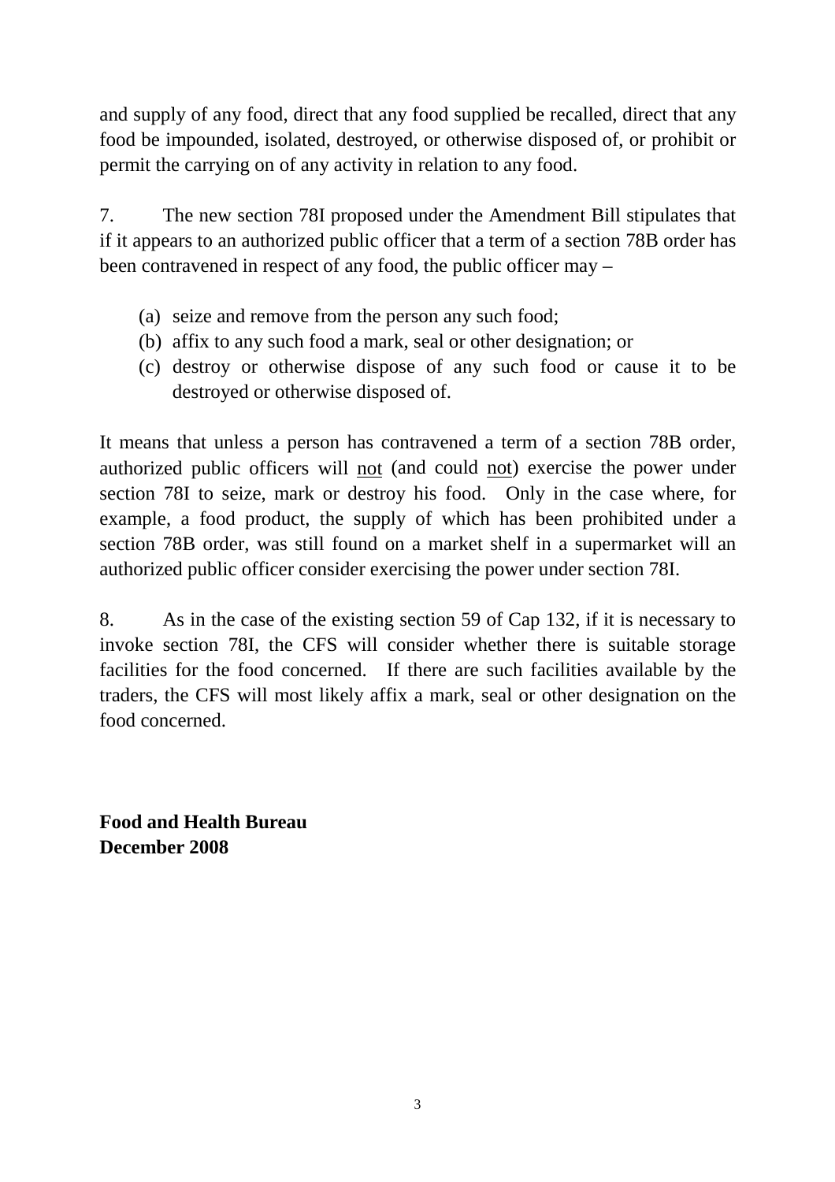and supply of any food, direct that any food supplied be recalled, direct that any food be impounded, isolated, destroyed, or otherwise disposed of, or prohibit or permit the carrying on of any activity in relation to any food.

7. The new section 78I proposed under the Amendment Bill stipulates that if it appears to an authorized public officer that a term of a section 78B order has been contravened in respect of any food, the public officer may –

(a) seize and remove from the person any such food;
(b) affix to any such food a mark, seal or other designation; or
(c) destroy or otherwise dispose of any such food or cause it to be destroyed or otherwise disposed of.

It means that unless a person has contravened a term of a section 78B order, authorized public officers will <u>not</u> (and could <u>not</u>) exercise the power under section 78I to seize, mark or destroy his food. Only in the case where, for example, a food product, the supply of which has been prohibited under a section 78B order, was still found on a market shelf in a supermarket will an authorized public officer consider exercising the power under section 78I.

8. As in the case of the existing section 59 of Cap 132, if it is necessary to invoke section 78I, the CFS will consider whether there is suitable storage facilities for the food concerned. If there are such facilities available by the traders, the CFS will most likely affix a mark, seal or other designation on the food concerned.

**Food and Health Bureau**
**December 2008**